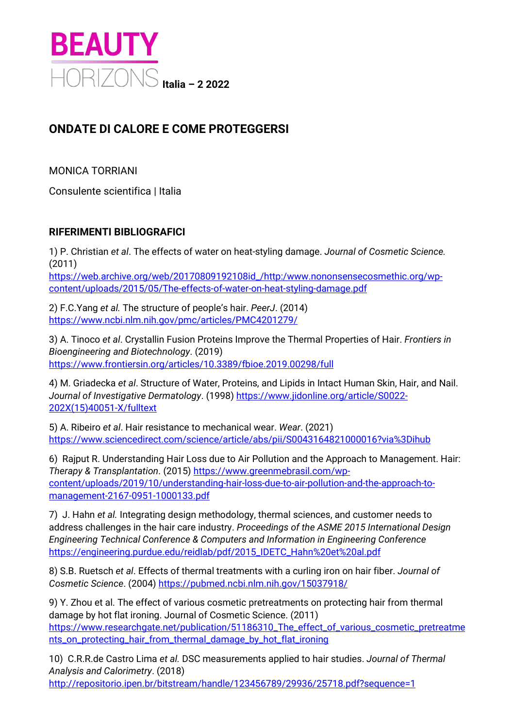# BEAUTY HORIZONS Italia – 2 2022

## ONDATE DI CALORE E COME PROTEGGERSI

MONICA TORRIANI

Consulente scientifica | Italia

### RIFERIMENTI BIBLIOGRAFICI

1) P. Christian *et al*. The effects of water on heat-styling damage. *Journal of Cosmetic Science*. (2011) https://web.archive.org/web/20170809192108id_/http:/www.nononsensecosmethic.org/wp-content/uploads/2015/05/The-effects-of-water-on-heat-styling-damage.pdf

2) F.C.Yang *et al.* The structure of people's hair. *PeerJ*. (2014) https://www.ncbi.nlm.nih.gov/pmc/articles/PMC4201279/

3) A. Tinoco *et al*. Crystallin Fusion Proteins Improve the Thermal Properties of Hair. *Frontiers in Bioengineering and Biotechnology*. (2019) https://www.frontiersin.org/articles/10.3389/fbioe.2019.00298/full

4) M. Griadecka *et al*. Structure of Water, Proteins, and Lipids in Intact Human Skin, Hair, and Nail. *Journal of Investigative Dermatology*. (1998) https://www.jidonline.org/article/S0022-202X(15)40051-X/fulltext

5) A. Ribeiro *et al*. Hair resistance to mechanical wear. *Wear*. (2021) https://www.sciencedirect.com/science/article/abs/pii/S0043164821000016?via%3Dihub

6) Rajput R. Understanding Hair Loss due to Air Pollution and the Approach to Management. Hair: *Therapy & Transplantation*. (2015) https://www.greenmebrasil.com/wp-content/uploads/2019/10/understanding-hair-loss-due-to-air-pollution-and-the-approach-to-management-2167-0951-1000133.pdf

7) J. Hahn *et al.* Integrating design methodology, thermal sciences, and customer needs to address challenges in the hair care industry. *Proceedings of the ASME 2015 International Design Engineering Technical Conference & Computers and Information in Engineering Conference* https://engineering.purdue.edu/reidlab/pdf/2015_IDETC_Hahn%20et%20al.pdf

8) S.B. Ruetsch *et al*. Effects of thermal treatments with a curling iron on hair fiber. *Journal of Cosmetic Science*. (2004) https://pubmed.ncbi.nlm.nih.gov/15037918/

9) Y. Zhou et al. The effect of various cosmetic pretreatments on protecting hair from thermal damage by hot flat ironing. Journal of Cosmetic Science. (2011) https://www.researchgate.net/publication/51186310_The_effect_of_various_cosmetic_pretreatments_on_protecting_hair_from_thermal_damage_by_hot_flat_ironing

10) C.R.R.de Castro Lima *et al.* DSC measurements applied to hair studies. *Journal of Thermal Analysis and Calorimetry*. (2018) http://repositorio.ipen.br/bitstream/handle/123456789/29936/25718.pdf?sequence=1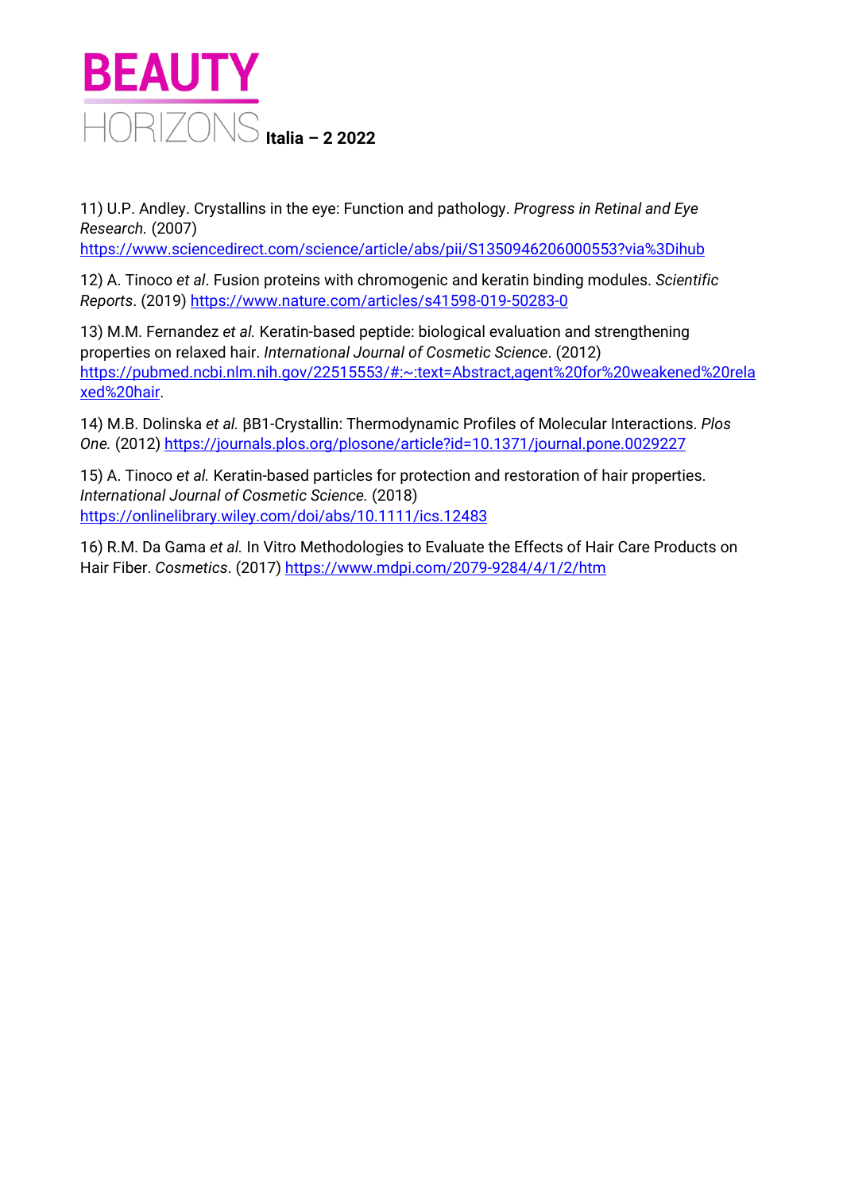11) U.P. Andley. Crystallins in the eye: Function and pathology. *Progress in Retinal and Eye Research.* (2007) https://www.sciencedirect.com/science/article/abs/pii/S1350946206000553?via%3Dihub

12) A. Tinoco *et al*. Fusion proteins with chromogenic and keratin binding modules. *Scientific Reports*. (2019) https://www.nature.com/articles/s41598-019-50283-0

13) M.M. Fernandez *et al.* Keratin-based peptide: biological evaluation and strengthening properties on relaxed hair. *International Journal of Cosmetic Science*. (2012) https://pubmed.ncbi.nlm.nih.gov/22515553/#:~:text=Abstract,agent%20for%20weakened%20relaxed%20hair.

14) M.B. Dolinska *et al.* βB1-Crystallin: Thermodynamic Profiles of Molecular Interactions. *Plos One.* (2012) https://journals.plos.org/plosone/article?id=10.1371/journal.pone.0029227

15) A. Tinoco *et al.* Keratin-based particles for protection and restoration of hair properties. *International Journal of Cosmetic Science.* (2018) https://onlinelibrary.wiley.com/doi/abs/10.1111/ics.12483

16) R.M. Da Gama *et al.* In Vitro Methodologies to Evaluate the Effects of Hair Care Products on Hair Fiber. *Cosmetics*. (2017) https://www.mdpi.com/2079-9284/4/1/2/htm